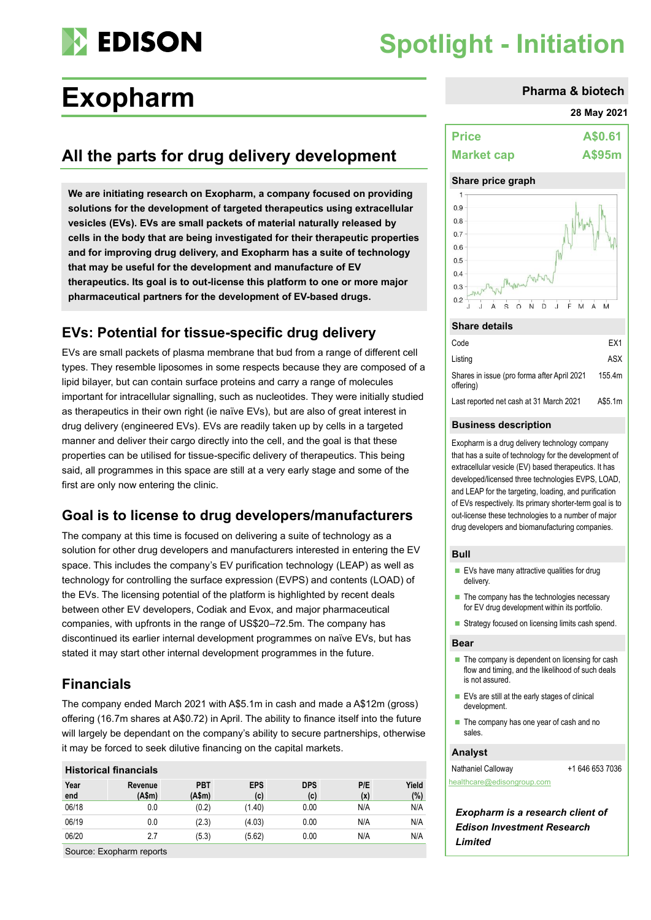# Exopharm

Spotlight - Initiation

Pharma & biotech

28 May 2021

## All the parts for drug delivery development

**We are initiating research on Exopharm, a company focused on providing solutions for the development of targeted therapeutics using extracellular vesicles (EVs). EVs are small packets of material naturally released by cells in the body that are being investigated for their therapeutic properties and for improving drug delivery, and Exopharm has a suite of technology that may be useful for the development and manufacture of EV therapeutics. Its goal is to out-license this platform to one or more major pharmaceutical partners for the development of EV-based drugs.**

## EVs: Potential for tissue-specific drug delivery

EVs are small packets of plasma membrane that bud from a range of different cell types. They resemble liposomes in some respects because they are composed of a lipid bilayer, but can contain surface proteins and carry a range of molecules important for intracellular signalling, such as nucleotides. They were initially studied as therapeutics in their own right (ie naïve EVs), but are also of great interest in drug delivery (engineered EVs). EVs are readily taken up by cells in a targeted manner and deliver their cargo directly into the cell, and the goal is that these properties can be utilised for tissue-specific delivery of therapeutics. This being said, all programmes in this space are still at a very early stage and some of the first are only now entering the clinic.

## Goal is to license to drug developers/manufacturers

The company at this time is focused on delivering a suite of technology as a solution for other drug developers and manufacturers interested in entering the EV space. This includes the company's EV purification technology (LEAP) as well as technology for controlling the surface expression (EVPS) and contents (LOAD) of the EVs. The licensing potential of the platform is highlighted by recent deals between other EV developers, Codiak and Evox, and major pharmaceutical companies, with upfronts in the range of US$20–72.5m. The company has discontinued its earlier internal development programmes on naïve EVs, but has stated it may start other internal development programmes in the future.

## Financials

The company ended March 2021 with A$5.1m in cash and made a A$12m (gross) offering (16.7m shares at A$0.72) in April. The ability to finance itself into the future will largely be dependant on the company's ability to secure partnerships, otherwise it may be forced to seek dilutive financing on the capital markets.

**Historical financials**

| Year end | Revenue (A$m) | PBT (A$m) | EPS (c) | DPS (c) | P/E (x) | Yield (%) |
|---|---|---|---|---|---|---|
| 06/18 | 0.0 | (0.2) | (1.40) | 0.00 | N/A | N/A |
| 06/19 | 0.0 | (2.3) | (4.03) | 0.00 | N/A | N/A |
| 06/20 | 2.7 | (5.3) | (5.62) | 0.00 | N/A | N/A |

Source: Exopharm reports

| | |
|---|---|
| **Price** | **A$0.61** |
| **Market cap** | **A$95m** |

**Share price graph**

**Share details**

| | |
|---|---|
| Code | EX1 |
| Listing | ASX |
| Shares in issue (pro forma after April 2021 offering) | 155.4m |
| Last reported net cash at 31 March 2021 | A$5.1m |

**Business description**

Exopharm is a drug delivery technology company that has a suite of technology for the development of extracellular vesicle (EV) based therapeutics. It has developed/licensed three technologies EVPS, LOAD, and LEAP for the targeting, loading, and purification of EVs respectively. Its primary shorter-term goal is to out-license these technologies to a number of major drug developers and biomanufacturing companies.

**Bull**

- EVs have many attractive qualities for drug delivery.
- The company has the technologies necessary for EV drug development within its portfolio.
- Strategy focused on licensing limits cash spend.

**Bear**

- The company is dependent on licensing for cash flow and timing, and the likelihood of such deals is not assured.
- EVs are still at the early stages of clinical development.
- The company has one year of cash and no sales.

**Analyst**

Nathaniel Calloway +1 646 653 7036

healthcare@edisongroup.com

***Exopharm is a research client of Edison Investment Research Limited***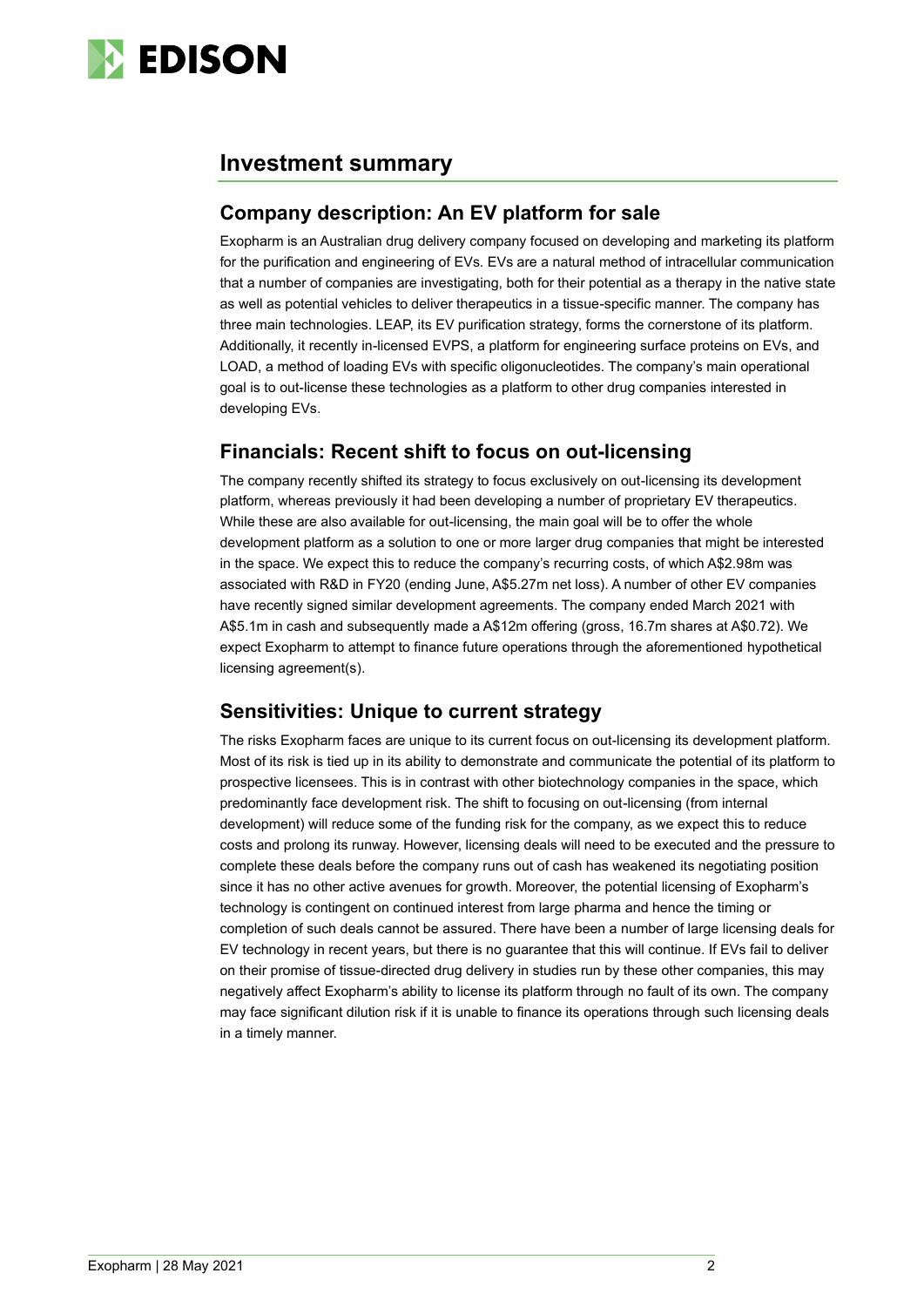## Investment summary

### Company description: An EV platform for sale

Exopharm is an Australian drug delivery company focused on developing and marketing its platform for the purification and engineering of EVs. EVs are a natural method of intracellular communication that a number of companies are investigating, both for their potential as a therapy in the native state as well as potential vehicles to deliver therapeutics in a tissue-specific manner. The company has three main technologies. LEAP, its EV purification strategy, forms the cornerstone of its platform. Additionally, it recently in-licensed EVPS, a platform for engineering surface proteins on EVs, and LOAD, a method of loading EVs with specific oligonucleotides. The company's main operational goal is to out-license these technologies as a platform to other drug companies interested in developing EVs.

### Financials: Recent shift to focus on out-licensing

The company recently shifted its strategy to focus exclusively on out-licensing its development platform, whereas previously it had been developing a number of proprietary EV therapeutics. While these are also available for out-licensing, the main goal will be to offer the whole development platform as a solution to one or more larger drug companies that might be interested in the space. We expect this to reduce the company's recurring costs, of which A$2.98m was associated with R&D in FY20 (ending June, A$5.27m net loss). A number of other EV companies have recently signed similar development agreements. The company ended March 2021 with A$5.1m in cash and subsequently made a A$12m offering (gross, 16.7m shares at A$0.72). We expect Exopharm to attempt to finance future operations through the aforementioned hypothetical licensing agreement(s).

### Sensitivities: Unique to current strategy

The risks Exopharm faces are unique to its current focus on out-licensing its development platform. Most of its risk is tied up in its ability to demonstrate and communicate the potential of its platform to prospective licensees. This is in contrast with other biotechnology companies in the space, which predominantly face development risk. The shift to focusing on out-licensing (from internal development) will reduce some of the funding risk for the company, as we expect this to reduce costs and prolong its runway. However, licensing deals will need to be executed and the pressure to complete these deals before the company runs out of cash has weakened its negotiating position since it has no other active avenues for growth. Moreover, the potential licensing of Exopharm's technology is contingent on continued interest from large pharma and hence the timing or completion of such deals cannot be assured. There have been a number of large licensing deals for EV technology in recent years, but there is no guarantee that this will continue. If EVs fail to deliver on their promise of tissue-directed drug delivery in studies run by these other companies, this may negatively affect Exopharm's ability to license its platform through no fault of its own. The company may face significant dilution risk if it is unable to finance its operations through such licensing deals in a timely manner.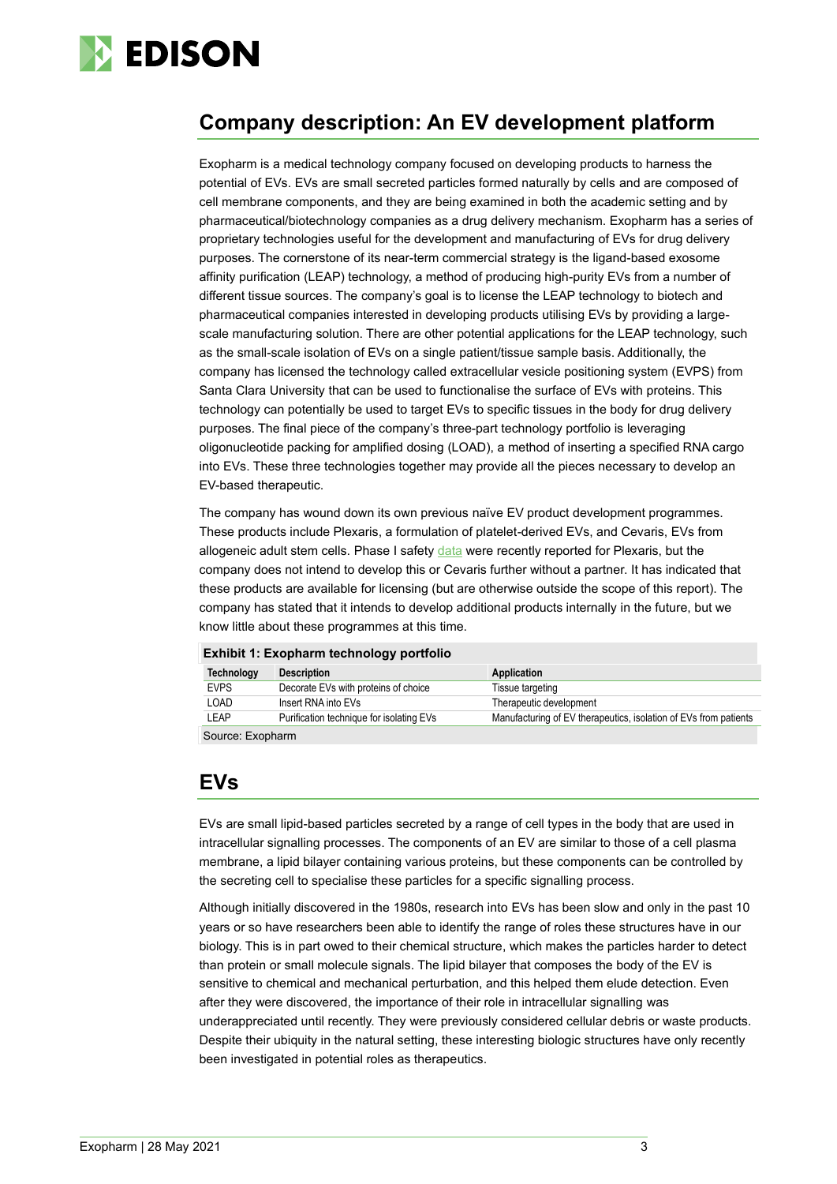## Company description: An EV development platform

Exopharm is a medical technology company focused on developing products to harness the potential of EVs. EVs are small secreted particles formed naturally by cells and are composed of cell membrane components, and they are being examined in both the academic setting and by pharmaceutical/biotechnology companies as a drug delivery mechanism. Exopharm has a series of proprietary technologies useful for the development and manufacturing of EVs for drug delivery purposes. The cornerstone of its near-term commercial strategy is the ligand-based exosome affinity purification (LEAP) technology, a method of producing high-purity EVs from a number of different tissue sources. The company's goal is to license the LEAP technology to biotech and pharmaceutical companies interested in developing products utilising EVs by providing a large-scale manufacturing solution. There are other potential applications for the LEAP technology, such as the small-scale isolation of EVs on a single patient/tissue sample basis. Additionally, the company has licensed the technology called extracellular vesicle positioning system (EVPS) from Santa Clara University that can be used to functionalise the surface of EVs with proteins. This technology can potentially be used to target EVs to specific tissues in the body for drug delivery purposes. The final piece of the company's three-part technology portfolio is leveraging oligonucleotide packing for amplified dosing (LOAD), a method of inserting a specified RNA cargo into EVs. These three technologies together may provide all the pieces necessary to develop an EV-based therapeutic.

The company has wound down its own previous naïve EV product development programmes. These products include Plexaris, a formulation of platelet-derived EVs, and Cevaris, EVs from allogeneic adult stem cells. Phase I safety data were recently reported for Plexaris, but the company does not intend to develop this or Cevaris further without a partner. It has indicated that these products are available for licensing (but are otherwise outside the scope of this report). The company has stated that it intends to develop additional products internally in the future, but we know little about these programmes at this time.

**Exhibit 1: Exopharm technology portfolio**

| Technology | Description | Application |
|---|---|---|
| EVPS | Decorate EVs with proteins of choice | Tissue targeting |
| LOAD | Insert RNA into EVs | Therapeutic development |
| LEAP | Purification technique for isolating EVs | Manufacturing of EV therapeutics, isolation of EVs from patients |

Source: Exopharm

## EVs

EVs are small lipid-based particles secreted by a range of cell types in the body that are used in intracellular signalling processes. The components of an EV are similar to those of a cell plasma membrane, a lipid bilayer containing various proteins, but these components can be controlled by the secreting cell to specialise these particles for a specific signalling process.

Although initially discovered in the 1980s, research into EVs has been slow and only in the past 10 years or so have researchers been able to identify the range of roles these structures have in our biology. This is in part owed to their chemical structure, which makes the particles harder to detect than protein or small molecule signals. The lipid bilayer that composes the body of the EV is sensitive to chemical and mechanical perturbation, and this helped them elude detection. Even after they were discovered, the importance of their role in intracellular signalling was underappreciated until recently. They were previously considered cellular debris or waste products. Despite their ubiquity in the natural setting, these interesting biologic structures have only recently been investigated in potential roles as therapeutics.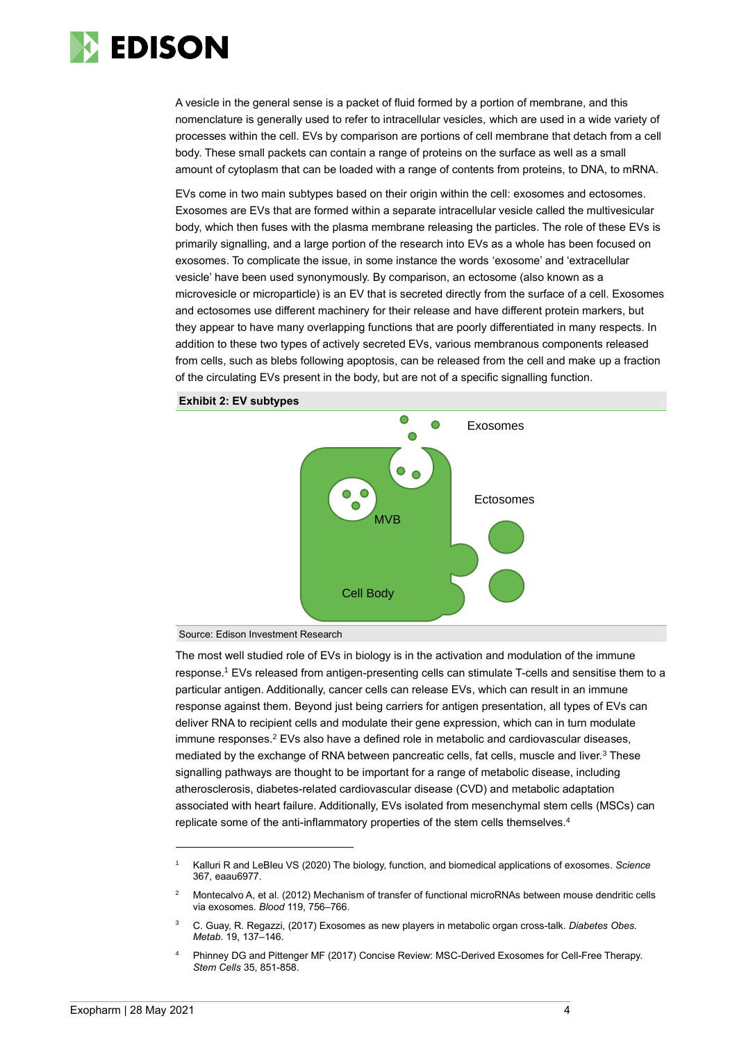A vesicle in the general sense is a packet of fluid formed by a portion of membrane, and this nomenclature is generally used to refer to intracellular vesicles, which are used in a wide variety of processes within the cell. EVs by comparison are portions of cell membrane that detach from a cell body. These small packets can contain a range of proteins on the surface as well as a small amount of cytoplasm that can be loaded with a range of contents from proteins, to DNA, to mRNA.

EVs come in two main subtypes based on their origin within the cell: exosomes and ectosomes. Exosomes are EVs that are formed within a separate intracellular vesicle called the multivesicular body, which then fuses with the plasma membrane releasing the particles. The role of these EVs is primarily signalling, and a large portion of the research into EVs as a whole has been focused on exosomes. To complicate the issue, in some instance the words 'exosome' and 'extracellular vesicle' have been used synonymously. By comparison, an ectosome (also known as a microvesicle or microparticle) is an EV that is secreted directly from the surface of a cell. Exosomes and ectosomes use different machinery for their release and have different protein markers, but they appear to have many overlapping functions that are poorly differentiated in many respects. In addition to these two types of actively secreted EVs, various membranous components released from cells, such as blebs following apoptosis, can be released from the cell and make up a fraction of the circulating EVs present in the body, but are not of a specific signalling function.

**Exhibit 2: EV subtypes**

Exosomes

Ectosomes

MVB

Cell Body

Source: Edison Investment Research

The most well studied role of EVs in biology is in the activation and modulation of the immune response.[1] EVs released from antigen-presenting cells can stimulate T-cells and sensitise them to a particular antigen. Additionally, cancer cells can release EVs, which can result in an immune response against them. Beyond just being carriers for antigen presentation, all types of EVs can deliver RNA to recipient cells and modulate their gene expression, which can in turn modulate immune responses.[2] EVs also have a defined role in metabolic and cardiovascular diseases, mediated by the exchange of RNA between pancreatic cells, fat cells, muscle and liver.[3] These signalling pathways are thought to be important for a range of metabolic disease, including atherosclerosis, diabetes-related cardiovascular disease (CVD) and metabolic adaptation associated with heart failure. Additionally, EVs isolated from mesenchymal stem cells (MSCs) can replicate some of the anti-inflammatory properties of the stem cells themselves.[4]

---

[1] Kalluri R and LeBleu VS (2020) The biology, function, and biomedical applications of exosomes. *Science* 367, eaau6977.

[2] Montecalvo A, et al. (2012) Mechanism of transfer of functional microRNAs between mouse dendritic cells via exosomes. *Blood* 119, 756–766.

[3] C. Guay, R. Regazzi, (2017) Exosomes as new players in metabolic organ cross-talk. *Diabetes Obes. Metab.* 19, 137–146.

[4] Phinney DG and Pittenger MF (2017) Concise Review: MSC-Derived Exosomes for Cell-Free Therapy. *Stem Cells* 35, 851-858.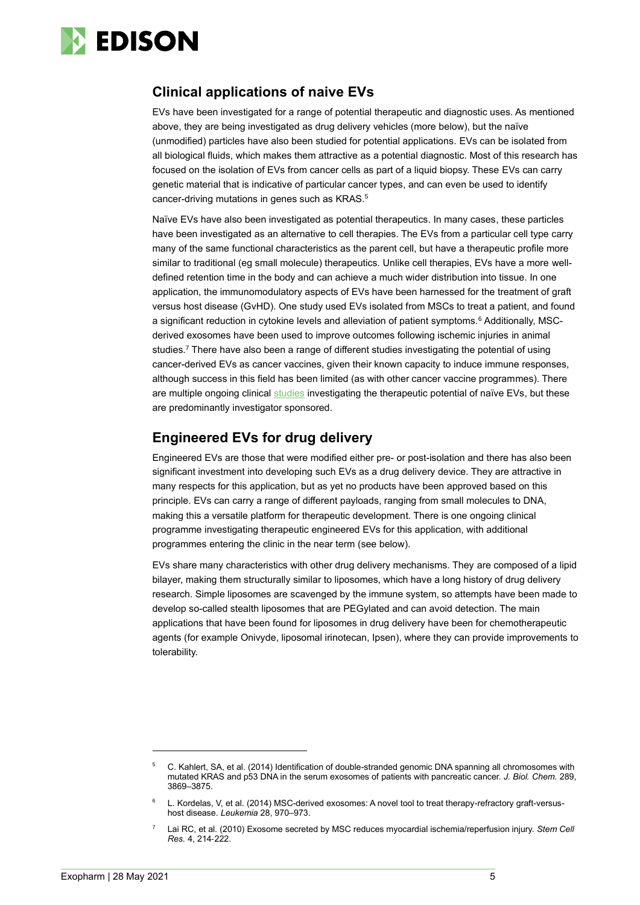## Clinical applications of naive EVs

EVs have been investigated for a range of potential therapeutic and diagnostic uses. As mentioned above, they are being investigated as drug delivery vehicles (more below), but the naïve (unmodified) particles have also been studied for potential applications. EVs can be isolated from all biological fluids, which makes them attractive as a potential diagnostic. Most of this research has focused on the isolation of EVs from cancer cells as part of a liquid biopsy. These EVs can carry genetic material that is indicative of particular cancer types, and can even be used to identify cancer-driving mutations in genes such as KRAS.[5]

Naïve EVs have also been investigated as potential therapeutics. In many cases, these particles have been investigated as an alternative to cell therapies. The EVs from a particular cell type carry many of the same functional characteristics as the parent cell, but have a therapeutic profile more similar to traditional (eg small molecule) therapeutics. Unlike cell therapies, EVs have a more well-defined retention time in the body and can achieve a much wider distribution into tissue. In one application, the immunomodulatory aspects of EVs have been harnessed for the treatment of graft versus host disease (GvHD). One study used EVs isolated from MSCs to treat a patient, and found a significant reduction in cytokine levels and alleviation of patient symptoms.[6] Additionally, MSC-derived exosomes have been used to improve outcomes following ischemic injuries in animal studies.[7] There have also been a range of different studies investigating the potential of using cancer-derived EVs as cancer vaccines, given their known capacity to induce immune responses, although success in this field has been limited (as with other cancer vaccine programmes). There are multiple ongoing clinical studies investigating the therapeutic potential of naïve EVs, but these are predominantly investigator sponsored.

## Engineered EVs for drug delivery

Engineered EVs are those that were modified either pre- or post-isolation and there has also been significant investment into developing such EVs as a drug delivery device. They are attractive in many respects for this application, but as yet no products have been approved based on this principle. EVs can carry a range of different payloads, ranging from small molecules to DNA, making this a versatile platform for therapeutic development. There is one ongoing clinical programme investigating therapeutic engineered EVs for this application, with additional programmes entering the clinic in the near term (see below).

EVs share many characteristics with other drug delivery mechanisms. They are composed of a lipid bilayer, making them structurally similar to liposomes, which have a long history of drug delivery research. Simple liposomes are scavenged by the immune system, so attempts have been made to develop so-called stealth liposomes that are PEGylated and can avoid detection. The main applications that have been found for liposomes in drug delivery have been for chemotherapeutic agents (for example Onivyde, liposomal irinotecan, Ipsen), where they can provide improvements to tolerability.

---

[5] C. Kahlert, SA, et al. (2014) Identification of double-stranded genomic DNA spanning all chromosomes with mutated KRAS and p53 DNA in the serum exosomes of patients with pancreatic cancer. *J. Biol. Chem.* 289, 3869–3875.

[6] L. Kordelas, V, et al. (2014) MSC-derived exosomes: A novel tool to treat therapy-refractory graft-versus-host disease. *Leukemia* 28, 970–973.

[7] Lai RC, et al. (2010) Exosome secreted by MSC reduces myocardial ischemia/reperfusion injury. *Stem Cell Res.* 4, 214-222.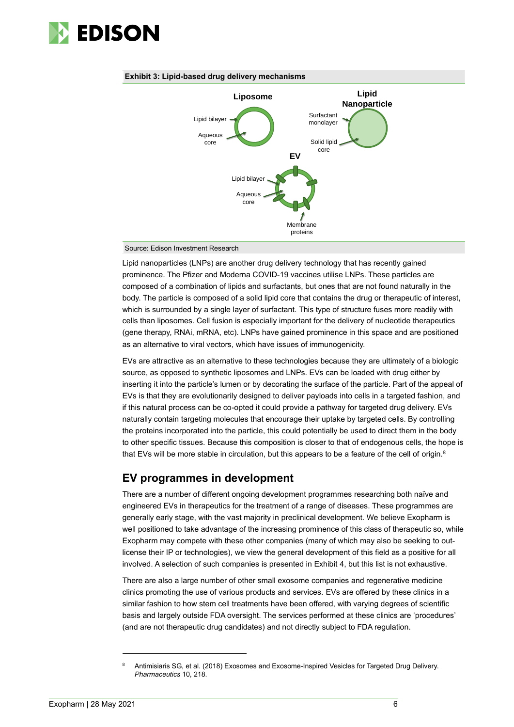**Exhibit 3: Lipid-based drug delivery mechanisms**

Source: Edison Investment Research

Lipid nanoparticles (LNPs) are another drug delivery technology that has recently gained prominence. The Pfizer and Moderna COVID-19 vaccines utilise LNPs. These particles are composed of a combination of lipids and surfactants, but ones that are not found naturally in the body. The particle is composed of a solid lipid core that contains the drug or therapeutic of interest, which is surrounded by a single layer of surfactant. This type of structure fuses more readily with cells than liposomes. Cell fusion is especially important for the delivery of nucleotide therapeutics (gene therapy, RNAi, mRNA, etc). LNPs have gained prominence in this space and are positioned as an alternative to viral vectors, which have issues of immunogenicity.

EVs are attractive as an alternative to these technologies because they are ultimately of a biologic source, as opposed to synthetic liposomes and LNPs. EVs can be loaded with drug either by inserting it into the particle's lumen or by decorating the surface of the particle. Part of the appeal of EVs is that they are evolutionarily designed to deliver payloads into cells in a targeted fashion, and if this natural process can be co-opted it could provide a pathway for targeted drug delivery. EVs naturally contain targeting molecules that encourage their uptake by targeted cells. By controlling the proteins incorporated into the particle, this could potentially be used to direct them in the body to other specific tissues. Because this composition is closer to that of endogenous cells, the hope is that EVs will be more stable in circulation, but this appears to be a feature of the cell of origin.[8]

## EV programmes in development

There are a number of different ongoing development programmes researching both naïve and engineered EVs in therapeutics for the treatment of a range of diseases. These programmes are generally early stage, with the vast majority in preclinical development. We believe Exopharm is well positioned to take advantage of the increasing prominence of this class of therapeutic so, while Exopharm may compete with these other companies (many of which may also be seeking to out-license their IP or technologies), we view the general development of this field as a positive for all involved. A selection of such companies is presented in Exhibit 4, but this list is not exhaustive.

There are also a large number of other small exosome companies and regenerative medicine clinics promoting the use of various products and services. EVs are offered by these clinics in a similar fashion to how stem cell treatments have been offered, with varying degrees of scientific basis and largely outside FDA oversight. The services performed at these clinics are 'procedures' (and are not therapeutic drug candidates) and not directly subject to FDA regulation.

[8] Antimisiaris SG, et al. (2018) Exosomes and Exosome-Inspired Vesicles for Targeted Drug Delivery. *Pharmaceutics* 10, 218.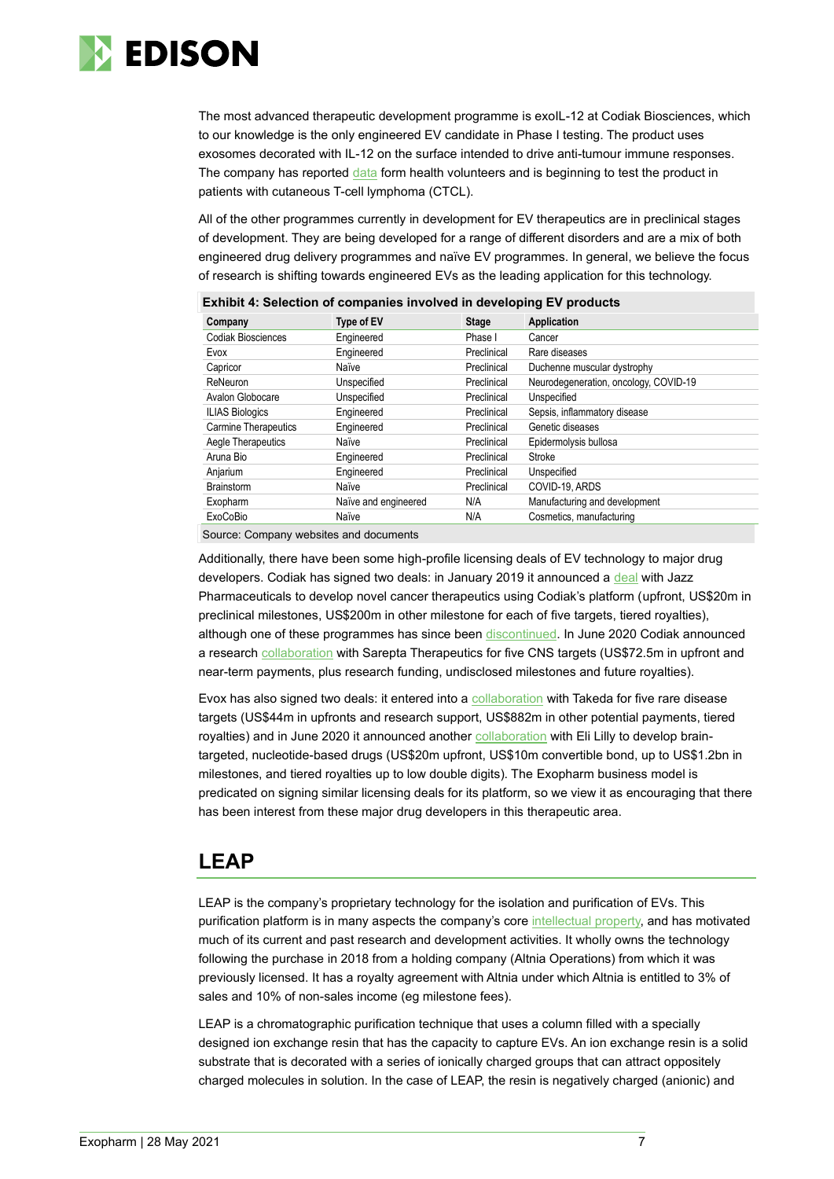The most advanced therapeutic development programme is exoIL-12 at Codiak Biosciences, which to our knowledge is the only engineered EV candidate in Phase I testing. The product uses exosomes decorated with IL-12 on the surface intended to drive anti-tumour immune responses. The company has reported data form health volunteers and is beginning to test the product in patients with cutaneous T-cell lymphoma (CTCL).

All of the other programmes currently in development for EV therapeutics are in preclinical stages of development. They are being developed for a range of different disorders and are a mix of both engineered drug delivery programmes and naïve EV programmes. In general, we believe the focus of research is shifting towards engineered EVs as the leading application for this technology.

**Exhibit 4: Selection of companies involved in developing EV products**

| Company | Type of EV | Stage | Application |
|---|---|---|---|
| Codiak Biosciences | Engineered | Phase I | Cancer |
| Evox | Engineered | Preclinical | Rare diseases |
| Capricor | Naïve | Preclinical | Duchenne muscular dystrophy |
| ReNeuron | Unspecified | Preclinical | Neurodegeneration, oncology, COVID-19 |
| Avalon Globocare | Unspecified | Preclinical | Unspecified |
| ILIAS Biologics | Engineered | Preclinical | Sepsis, inflammatory disease |
| Carmine Therapeutics | Engineered | Preclinical | Genetic diseases |
| Aegle Therapeutics | Naïve | Preclinical | Epidermolysis bullosa |
| Aruna Bio | Engineered | Preclinical | Stroke |
| Anjarium | Engineered | Preclinical | Unspecified |
| Brainstorm | Naïve | Preclinical | COVID-19, ARDS |
| Exopharm | Naïve and engineered | N/A | Manufacturing and development |
| ExoCoBio | Naïve | N/A | Cosmetics, manufacturing |

Source: Company websites and documents

Additionally, there have been some high-profile licensing deals of EV technology to major drug developers. Codiak has signed two deals: in January 2019 it announced a deal with Jazz Pharmaceuticals to develop novel cancer therapeutics using Codiak's platform (upfront, US$20m in preclinical milestones, US$200m in other milestone for each of five targets, tiered royalties), although one of these programmes has since been discontinued. In June 2020 Codiak announced a research collaboration with Sarepta Therapeutics for five CNS targets (US$72.5m in upfront and near-term payments, plus research funding, undisclosed milestones and future royalties).

Evox has also signed two deals: it entered into a collaboration with Takeda for five rare disease targets (US$44m in upfronts and research support, US$882m in other potential payments, tiered royalties) and in June 2020 it announced another collaboration with Eli Lilly to develop brain-targeted, nucleotide-based drugs (US$20m upfront, US$10m convertible bond, up to US$1.2bn in milestones, and tiered royalties up to low double digits). The Exopharm business model is predicated on signing similar licensing deals for its platform, so we view it as encouraging that there has been interest from these major drug developers in this therapeutic area.

## LEAP

LEAP is the company's proprietary technology for the isolation and purification of EVs. This purification platform is in many aspects the company's core intellectual property, and has motivated much of its current and past research and development activities. It wholly owns the technology following the purchase in 2018 from a holding company (Altnia Operations) from which it was previously licensed. It has a royalty agreement with Altnia under which Altnia is entitled to 3% of sales and 10% of non-sales income (eg milestone fees).

LEAP is a chromatographic purification technique that uses a column filled with a specially designed ion exchange resin that has the capacity to capture EVs. An ion exchange resin is a solid substrate that is decorated with a series of ionically charged groups that can attract oppositely charged molecules in solution. In the case of LEAP, the resin is negatively charged (anionic) and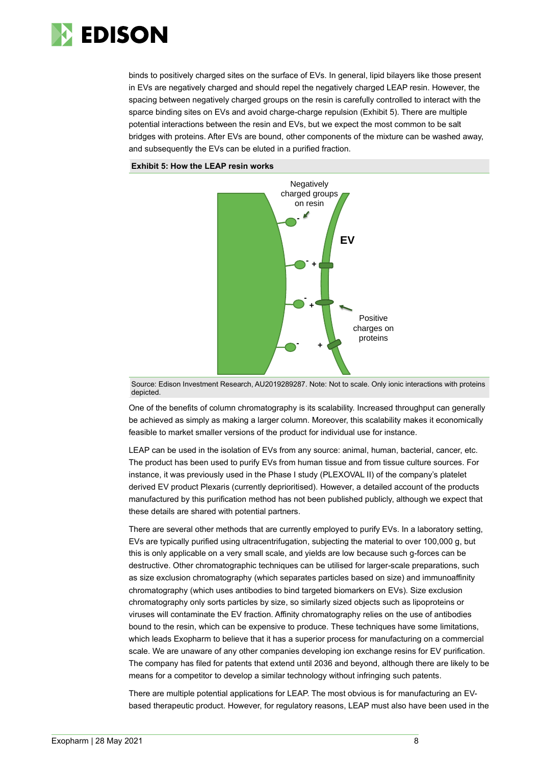binds to positively charged sites on the surface of EVs. In general, lipid bilayers like those present in EVs are negatively charged and should repel the negatively charged LEAP resin. However, the spacing between negatively charged groups on the resin is carefully controlled to interact with the sparce binding sites on EVs and avoid charge-charge repulsion (Exhibit 5). There are multiple potential interactions between the resin and EVs, but we expect the most common to be salt bridges with proteins. After EVs are bound, other components of the mixture can be washed away, and subsequently the EVs can be eluted in a purified fraction.

**Exhibit 5: How the LEAP resin works**

Negatively charged groups on resin

EV

Positive charges on proteins

Source: Edison Investment Research, AU2019289287. Note: Not to scale. Only ionic interactions with proteins depicted.

One of the benefits of column chromatography is its scalability. Increased throughput can generally be achieved as simply as making a larger column. Moreover, this scalability makes it economically feasible to market smaller versions of the product for individual use for instance.

LEAP can be used in the isolation of EVs from any source: animal, human, bacterial, cancer, etc. The product has been used to purify EVs from human tissue and from tissue culture sources. For instance, it was previously used in the Phase I study (PLEXOVAL II) of the company's platelet derived EV product Plexaris (currently deprioritised). However, a detailed account of the products manufactured by this purification method has not been published publicly, although we expect that these details are shared with potential partners.

There are several other methods that are currently employed to purify EVs. In a laboratory setting, EVs are typically purified using ultracentrifugation, subjecting the material to over 100,000 g, but this is only applicable on a very small scale, and yields are low because such g-forces can be destructive. Other chromatographic techniques can be utilised for larger-scale preparations, such as size exclusion chromatography (which separates particles based on size) and immunoaffinity chromatography (which uses antibodies to bind targeted biomarkers on EVs). Size exclusion chromatography only sorts particles by size, so similarly sized objects such as lipoproteins or viruses will contaminate the EV fraction. Affinity chromatography relies on the use of antibodies bound to the resin, which can be expensive to produce. These techniques have some limitations, which leads Exopharm to believe that it has a superior process for manufacturing on a commercial scale. We are unaware of any other companies developing ion exchange resins for EV purification. The company has filed for patents that extend until 2036 and beyond, although there are likely to be means for a competitor to develop a similar technology without infringing such patents.

There are multiple potential applications for LEAP. The most obvious is for manufacturing an EV-based therapeutic product. However, for regulatory reasons, LEAP must also have been used in the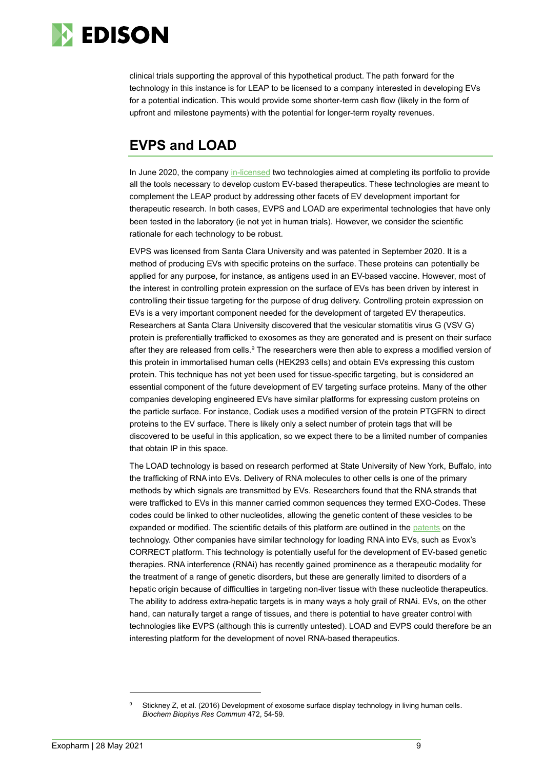clinical trials supporting the approval of this hypothetical product. The path forward for the technology in this instance is for LEAP to be licensed to a company interested in developing EVs for a potential indication. This would provide some shorter-term cash flow (likely in the form of upfront and milestone payments) with the potential for longer-term royalty revenues.

## EVPS and LOAD

In June 2020, the company in-licensed two technologies aimed at completing its portfolio to provide all the tools necessary to develop custom EV-based therapeutics. These technologies are meant to complement the LEAP product by addressing other facets of EV development important for therapeutic research. In both cases, EVPS and LOAD are experimental technologies that have only been tested in the laboratory (ie not yet in human trials). However, we consider the scientific rationale for each technology to be robust.

EVPS was licensed from Santa Clara University and was patented in September 2020. It is a method of producing EVs with specific proteins on the surface. These proteins can potentially be applied for any purpose, for instance, as antigens used in an EV-based vaccine. However, most of the interest in controlling protein expression on the surface of EVs has been driven by interest in controlling their tissue targeting for the purpose of drug delivery. Controlling protein expression on EVs is a very important component needed for the development of targeted EV therapeutics. Researchers at Santa Clara University discovered that the vesicular stomatitis virus G (VSV G) protein is preferentially trafficked to exosomes as they are generated and is present on their surface after they are released from cells.[9] The researchers were then able to express a modified version of this protein in immortalised human cells (HEK293 cells) and obtain EVs expressing this custom protein. This technique has not yet been used for tissue-specific targeting, but is considered an essential component of the future development of EV targeting surface proteins. Many of the other companies developing engineered EVs have similar platforms for expressing custom proteins on the particle surface. For instance, Codiak uses a modified version of the protein PTGFRN to direct proteins to the EV surface. There is likely only a select number of protein tags that will be discovered to be useful in this application, so we expect there to be a limited number of companies that obtain IP in this space.

The LOAD technology is based on research performed at State University of New York, Buffalo, into the trafficking of RNA into EVs. Delivery of RNA molecules to other cells is one of the primary methods by which signals are transmitted by EVs. Researchers found that the RNA strands that were trafficked to EVs in this manner carried common sequences they termed EXO-Codes. These codes could be linked to other nucleotides, allowing the genetic content of these vesicles to be expanded or modified. The scientific details of this platform are outlined in the patents on the technology. Other companies have similar technology for loading RNA into EVs, such as Evox's CORRECT platform. This technology is potentially useful for the development of EV-based genetic therapies. RNA interference (RNAi) has recently gained prominence as a therapeutic modality for the treatment of a range of genetic disorders, but these are generally limited to disorders of a hepatic origin because of difficulties in targeting non-liver tissue with these nucleotide therapeutics. The ability to address extra-hepatic targets is in many ways a holy grail of RNAi. EVs, on the other hand, can naturally target a range of tissues, and there is potential to have greater control with technologies like EVPS (although this is currently untested). LOAD and EVPS could therefore be an interesting platform for the development of novel RNA-based therapeutics.

[9] Stickney Z, et al. (2016) Development of exosome surface display technology in living human cells. *Biochem Biophys Res Commun* 472, 54-59.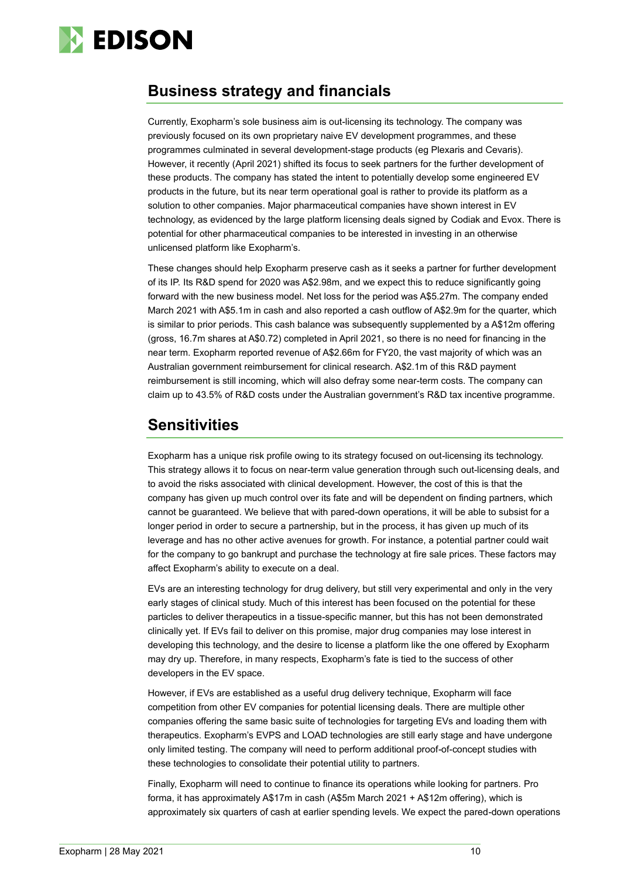## Business strategy and financials

Currently, Exopharm's sole business aim is out-licensing its technology. The company was previously focused on its own proprietary naive EV development programmes, and these programmes culminated in several development-stage products (eg Plexaris and Cevaris). However, it recently (April 2021) shifted its focus to seek partners for the further development of these products. The company has stated the intent to potentially develop some engineered EV products in the future, but its near term operational goal is rather to provide its platform as a solution to other companies. Major pharmaceutical companies have shown interest in EV technology, as evidenced by the large platform licensing deals signed by Codiak and Evox. There is potential for other pharmaceutical companies to be interested in investing in an otherwise unlicensed platform like Exopharm's.

These changes should help Exopharm preserve cash as it seeks a partner for further development of its IP. Its R&D spend for 2020 was A$2.98m, and we expect this to reduce significantly going forward with the new business model. Net loss for the period was A$5.27m. The company ended March 2021 with A$5.1m in cash and also reported a cash outflow of A$2.9m for the quarter, which is similar to prior periods. This cash balance was subsequently supplemented by a A$12m offering (gross, 16.7m shares at A$0.72) completed in April 2021, so there is no need for financing in the near term. Exopharm reported revenue of A$2.66m for FY20, the vast majority of which was an Australian government reimbursement for clinical research. A$2.1m of this R&D payment reimbursement is still incoming, which will also defray some near-term costs. The company can claim up to 43.5% of R&D costs under the Australian government's R&D tax incentive programme.

## Sensitivities

Exopharm has a unique risk profile owing to its strategy focused on out-licensing its technology. This strategy allows it to focus on near-term value generation through such out-licensing deals, and to avoid the risks associated with clinical development. However, the cost of this is that the company has given up much control over its fate and will be dependent on finding partners, which cannot be guaranteed. We believe that with pared-down operations, it will be able to subsist for a longer period in order to secure a partnership, but in the process, it has given up much of its leverage and has no other active avenues for growth. For instance, a potential partner could wait for the company to go bankrupt and purchase the technology at fire sale prices. These factors may affect Exopharm's ability to execute on a deal.

EVs are an interesting technology for drug delivery, but still very experimental and only in the very early stages of clinical study. Much of this interest has been focused on the potential for these particles to deliver therapeutics in a tissue-specific manner, but this has not been demonstrated clinically yet. If EVs fail to deliver on this promise, major drug companies may lose interest in developing this technology, and the desire to license a platform like the one offered by Exopharm may dry up. Therefore, in many respects, Exopharm's fate is tied to the success of other developers in the EV space.

However, if EVs are established as a useful drug delivery technique, Exopharm will face competition from other EV companies for potential licensing deals. There are multiple other companies offering the same basic suite of technologies for targeting EVs and loading them with therapeutics. Exopharm's EVPS and LOAD technologies are still early stage and have undergone only limited testing. The company will need to perform additional proof-of-concept studies with these technologies to consolidate their potential utility to partners.

Finally, Exopharm will need to continue to finance its operations while looking for partners. Pro forma, it has approximately A$17m in cash (A$5m March 2021 + A$12m offering), which is approximately six quarters of cash at earlier spending levels. We expect the pared-down operations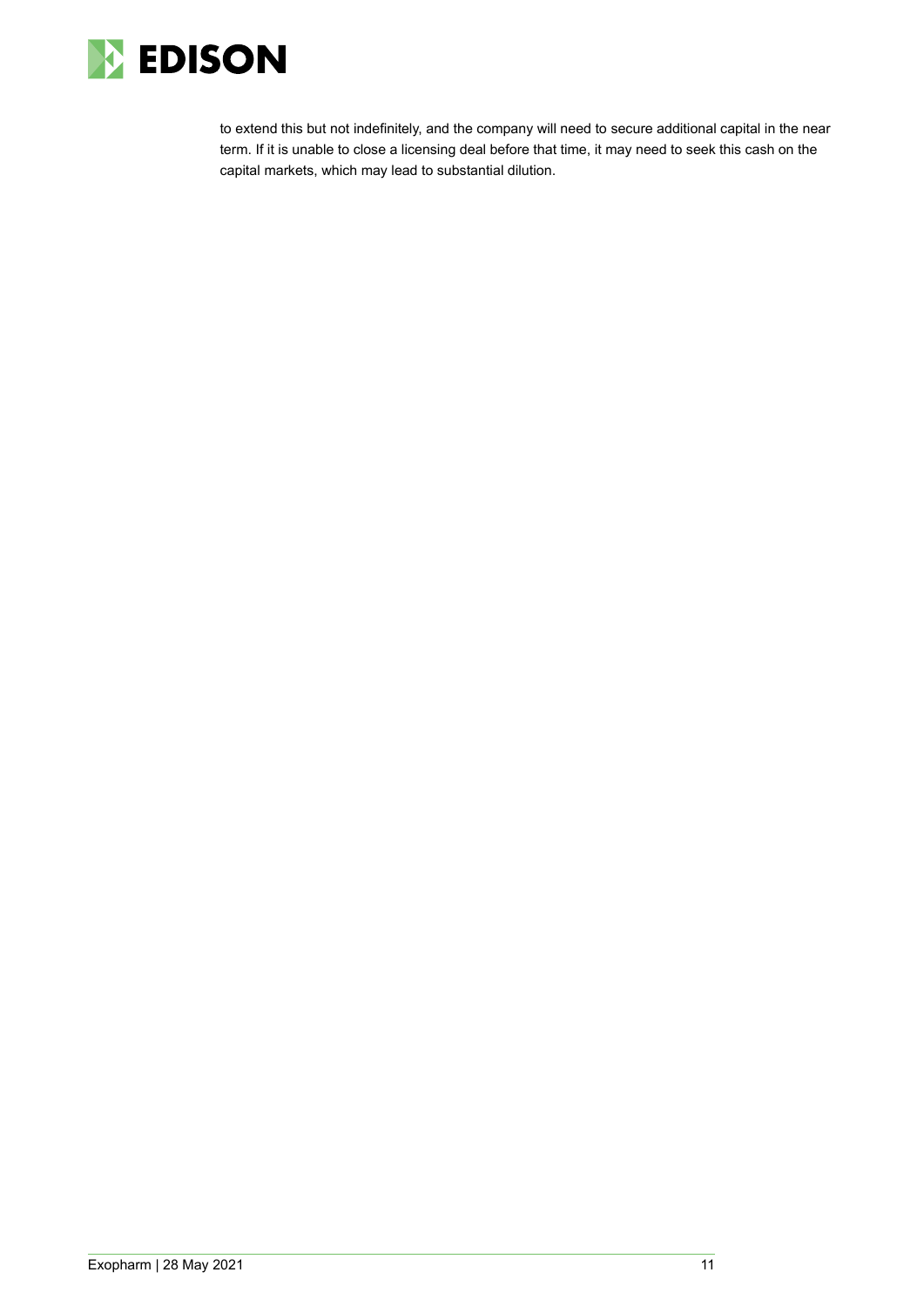to extend this but not indefinitely, and the company will need to secure additional capital in the near term. If it is unable to close a licensing deal before that time, it may need to seek this cash on the capital markets, which may lead to substantial dilution.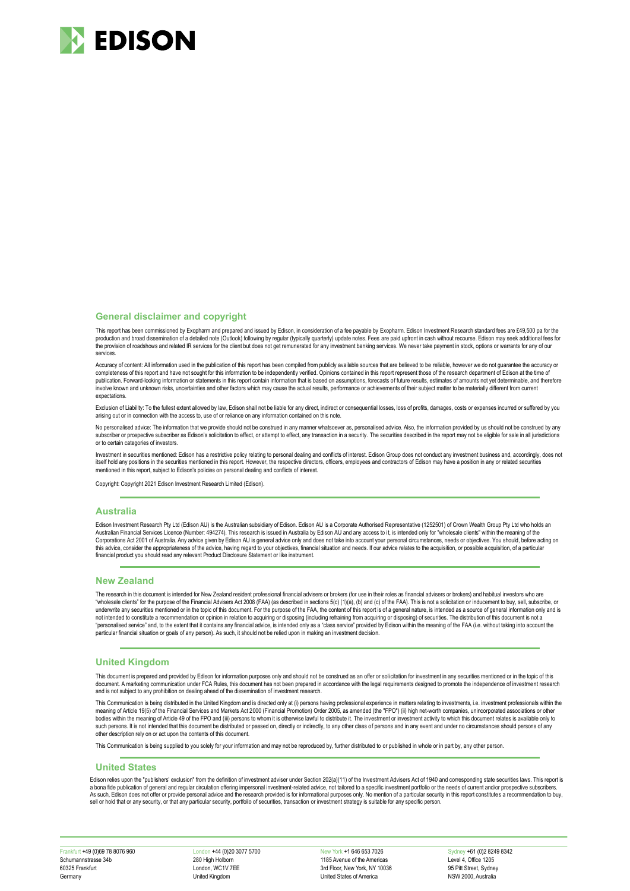## General disclaimer and copyright

This report has been commissioned by Exopharm and prepared and issued by Edison, in consideration of a fee payable by Exopharm. Edison Investment Research standard fees are £49,500 pa for the production and broad dissemination of a detailed note (Outlook) following by regular (typically quarterly) update notes. Fees are paid upfront in cash without recourse. Edison may seek additional fees for the provision of roadshows and related IR services for the client but does not get remunerated for any investment banking services. We never take payment in stock, options or warrants for any of our services.

Accuracy of content: All information used in the publication of this report has been compiled from publicly available sources that are believed to be reliable, however we do not guarantee the accuracy or completeness of this report and have not sought for this information to be independently verified. Opinions contained in this report represent those of the research department of Edison at the time of publication. Forward-looking information or statements in this report contain information that is based on assumptions, forecasts of future results, estimates of amounts not yet determinable, and therefore involve known and unknown risks, uncertainties and other factors which may cause the actual results, performance or achievements of their subject matter to be materially different from current expectations.

Exclusion of Liability: To the fullest extent allowed by law, Edison shall not be liable for any direct, indirect or consequential losses, loss of profits, damages, costs or expenses incurred or suffered by you arising out or in connection with the access to, use of or reliance on any information contained on this note.

No personalised advice: The information that we provide should not be construed in any manner whatsoever as, personalised advice. Also, the information provided by us should not be construed by any subscriber or prospective subscriber as Edison's solicitation to effect, or attempt to effect, any transaction in a security. The securities described in the report may not be eligible for sale in all jurisdictions or to certain categories of investors.

Investment in securities mentioned: Edison has a restrictive policy relating to personal dealing and conflicts of interest. Edison Group does not conduct any investment business and, accordingly, does not itself hold any positions in the securities mentioned in this report. However, the respective directors, officers, employees and contractors of Edison may have a position in any or related securities mentioned in this report, subject to Edison's policies on personal dealing and conflicts of interest.

Copyright: Copyright 2021 Edison Investment Research Limited (Edison).

## Australia

Edison Investment Research Pty Ltd (Edison AU) is the Australian subsidiary of Edison. Edison AU is a Corporate Authorised Representative (1252501) of Crown Wealth Group Pty Ltd who holds an Australian Financial Services Licence (Number: 494274). This research is issued in Australia by Edison AU and any access to it, is intended only for "wholesale clients" within the meaning of the Corporations Act 2001 of Australia. Any advice given by Edison AU is general advice only and does not take into account your personal circumstances, needs or objectives. You should, before acting on this advice, consider the appropriateness of the advice, having regard to your objectives, financial situation and needs. If our advice relates to the acquisition, or possible acquisition, of a particular financial product you should read any relevant Product Disclosure Statement or like instrument.

## New Zealand

The research in this document is intended for New Zealand resident professional financial advisers or brokers (for use in their roles as financial advisers or brokers) and habitual investors who are "wholesale clients" for the purpose of the Financial Advisers Act 2008 (FAA) (as described in sections 5(c) (1)(a), (b) and (c) of the FAA). This is not a solicitation or inducement to buy, sell, subscribe, or underwrite any securities mentioned or in the topic of this document. For the purpose of the FAA, the content of this report is of a general nature, is intended as a source of general information only and is not intended to constitute a recommendation or opinion in relation to acquiring or disposing (including refraining from acquiring or disposing) of securities. The distribution of this document is not a "personalised service" and, to the extent that it contains any financial advice, is intended only as a "class service" provided by Edison within the meaning of the FAA (i.e. without taking into account the particular financial situation or goals of any person). As such, it should not be relied upon in making an investment decision.

## United Kingdom

This document is prepared and provided by Edison for information purposes only and should not be construed as an offer or solicitation for investment in any securities mentioned or in the topic of this document. A marketing communication under FCA Rules, this document has not been prepared in accordance with the legal requirements designed to promote the independence of investment research and is not subject to any prohibition on dealing ahead of the dissemination of investment research.

This Communication is being distributed in the United Kingdom and is directed only at (i) persons having professional experience in matters relating to investments, i.e. investment professionals within the meaning of Article 19(5) of the Financial Services and Markets Act 2000 (Financial Promotion) Order 2005, as amended (the "FPO") (ii) high net-worth companies, unincorporated associations or other bodies within the meaning of Article 49 of the FPO and (iii) persons to whom it is otherwise lawful to distribute it. The investment or investment activity to which this document relates is available only to such persons. It is not intended that this document be distributed or passed on, directly or indirectly, to any other class of persons and in any event and under no circumstances should persons of any other description rely on or act upon the contents of this document.

This Communication is being supplied to you solely for your information and may not be reproduced by, further distributed to or published in whole or in part by, any other person.

## United States

Edison relies upon the "publishers' exclusion" from the definition of investment adviser under Section 202(a)(11) of the Investment Advisers Act of 1940 and corresponding state securities laws. This report is a bona fide publication of general and regular circulation offering impersonal investment-related advice, not tailored to a specific investment portfolio or the needs of current and/or prospective subscribers. As such, Edison does not offer or provide personal advice and the research provided is for informational purposes only. No mention of a particular security in this report constitutes a recommendation to buy, sell or hold that or any security, or that any particular security, portfolio of securities, transaction or investment strategy is suitable for any specific person.

Frankfurt +49 (0)69 78 8076 960
Schumannstrasse 34b
60325 Frankfurt
Germany

London +44 (0)20 3077 5700
280 High Holborn
London, WC1V 7EE
United Kingdom

New York +1 646 653 7026
1185 Avenue of the Americas
3rd Floor, New York, NY 10036
United States of America

Sydney +61 (0)2 8249 8342
Level 4, Office 1205
95 Pitt Street, Sydney
NSW 2000, Australia